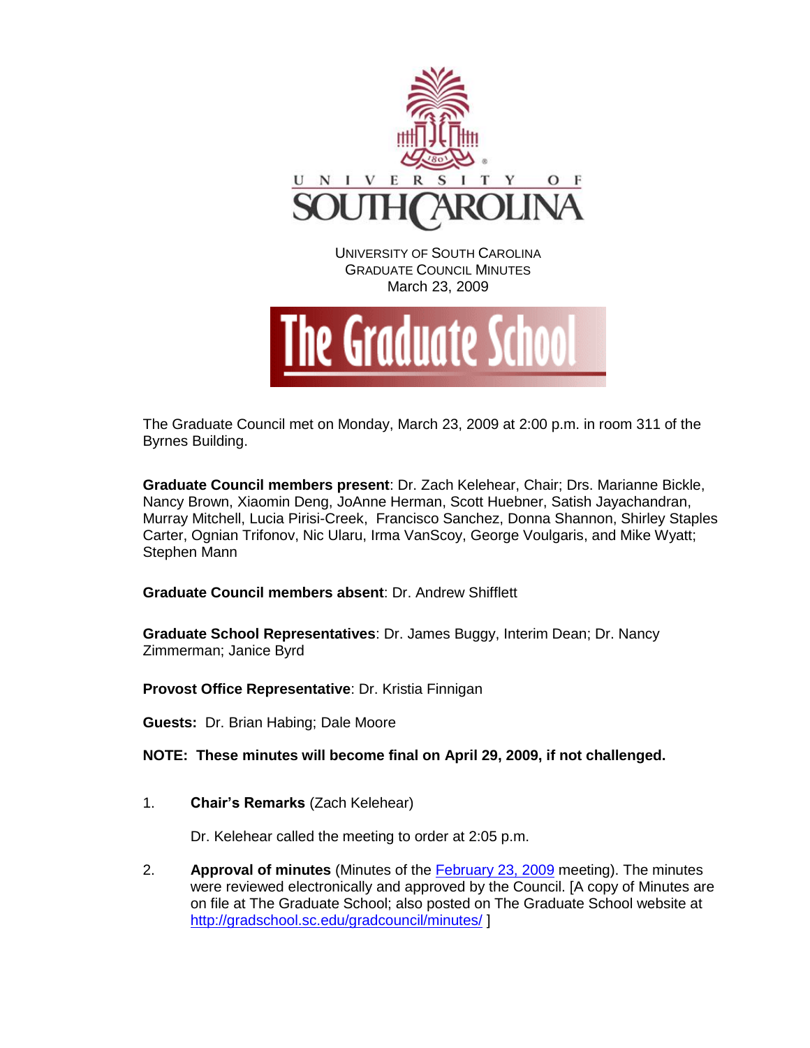UNIVERSITY OF SOUTH CAROLINA
GRADUATE COUNCIL MINUTES
March 23, 2009

The Graduate School

The Graduate Council met on Monday, March 23, 2009 at 2:00 p.m. in room 311 of the Byrnes Building.

**Graduate Council members present**: Dr. Zach Kelehear, Chair; Drs. Marianne Bickle, Nancy Brown, Xiaomin Deng, JoAnne Herman, Scott Huebner, Satish Jayachandran, Murray Mitchell, Lucia Pirisi-Creek, Francisco Sanchez, Donna Shannon, Shirley Staples Carter, Ognian Trifonov, Nic Ularu, Irma VanScoy, George Voulgaris, and Mike Wyatt; Stephen Mann

**Graduate Council members absent**: Dr. Andrew Shifflett

**Graduate School Representatives**: Dr. James Buggy, Interim Dean; Dr. Nancy Zimmerman; Janice Byrd

**Provost Office Representative**: Dr. Kristia Finnigan

**Guests:** Dr. Brian Habing; Dale Moore

**NOTE: These minutes will become final on April 29, 2009, if not challenged.**

1. **Chair's Remarks** (Zach Kelehear)

   Dr. Kelehear called the meeting to order at 2:05 p.m.

2. **Approval of minutes** (Minutes of the February 23, 2009 meeting). The minutes were reviewed electronically and approved by the Council. [A copy of Minutes are on file at The Graduate School; also posted on The Graduate School website at http://gradschool.sc.edu/gradcouncil/minutes/ ]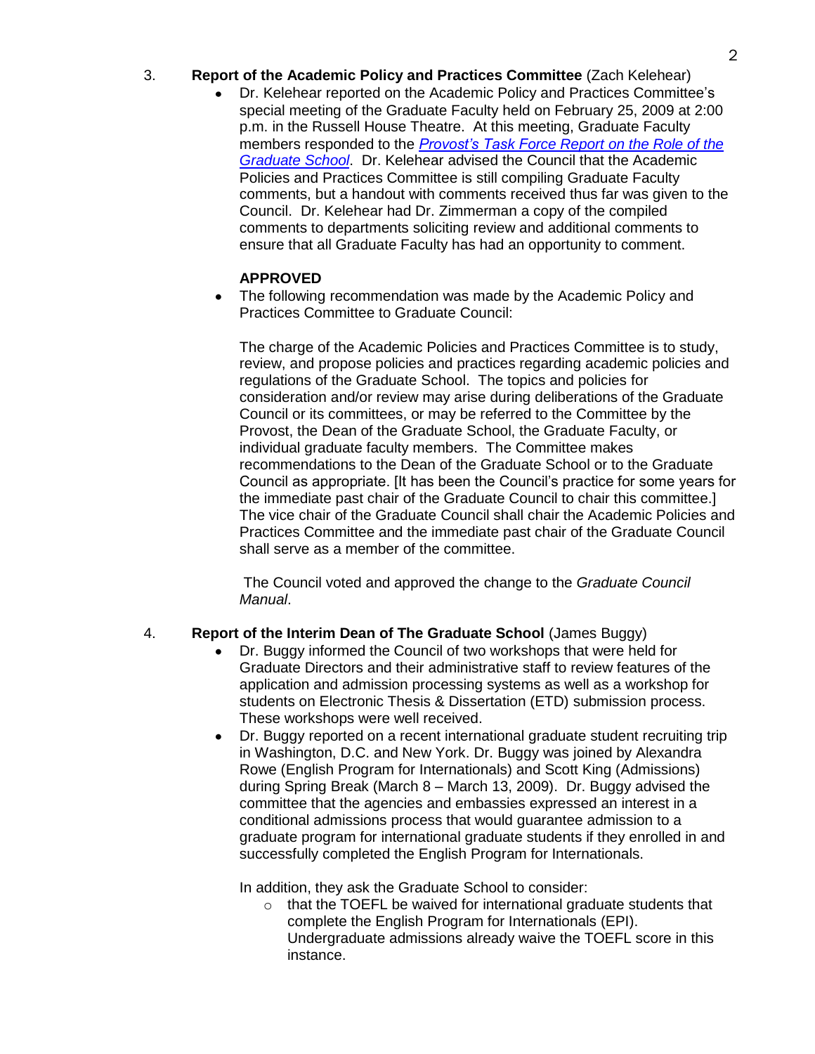3. **Report of the Academic Policy and Practices Committee** (Zach Kelehear)

- Dr. Kelehear reported on the Academic Policy and Practices Committee's special meeting of the Graduate Faculty held on February 25, 2009 at 2:00 p.m. in the Russell House Theatre. At this meeting, Graduate Faculty members responded to the ***Provost's Task Force Report on the Role of the Graduate School***. Dr. Kelehear advised the Council that the Academic Policies and Practices Committee is still compiling Graduate Faculty comments, but a handout with comments received thus far was given to the Council. Dr. Kelehear had Dr. Zimmerman a copy of the compiled comments to departments soliciting review and additional comments to ensure that all Graduate Faculty has had an opportunity to comment.

  **APPROVED**

- The following recommendation was made by the Academic Policy and Practices Committee to Graduate Council:

  The charge of the Academic Policies and Practices Committee is to study, review, and propose policies and practices regarding academic policies and regulations of the Graduate School. The topics and policies for consideration and/or review may arise during deliberations of the Graduate Council or its committees, or may be referred to the Committee by the Provost, the Dean of the Graduate School, the Graduate Faculty, or individual graduate faculty members. The Committee makes recommendations to the Dean of the Graduate School or to the Graduate Council as appropriate. [It has been the Council's practice for some years for the immediate past chair of the Graduate Council to chair this committee.] The vice chair of the Graduate Council shall chair the Academic Policies and Practices Committee and the immediate past chair of the Graduate Council shall serve as a member of the committee.

  The Council voted and approved the change to the *Graduate Council Manual*.

4. **Report of the Interim Dean of The Graduate School** (James Buggy)

- Dr. Buggy informed the Council of two workshops that were held for Graduate Directors and their administrative staff to review features of the application and admission processing systems as well as a workshop for students on Electronic Thesis & Dissertation (ETD) submission process. These workshops were well received.
- Dr. Buggy reported on a recent international graduate student recruiting trip in Washington, D.C. and New York. Dr. Buggy was joined by Alexandra Rowe (English Program for Internationals) and Scott King (Admissions) during Spring Break (March 8 – March 13, 2009). Dr. Buggy advised the committee that the agencies and embassies expressed an interest in a conditional admissions process that would guarantee admission to a graduate program for international graduate students if they enrolled in and successfully completed the English Program for Internationals.

  In addition, they ask the Graduate School to consider:

  - that the TOEFL be waived for international graduate students that complete the English Program for Internationals (EPI). Undergraduate admissions already waive the TOEFL score in this instance.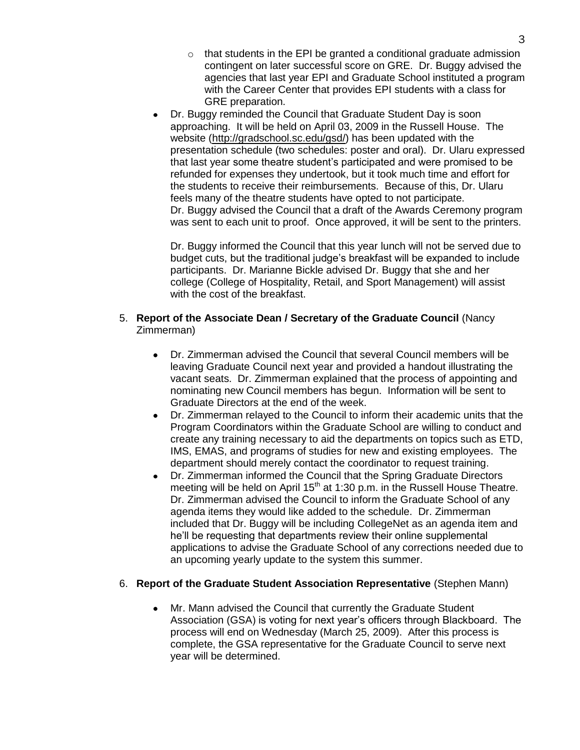- that students in the EPI be granted a conditional graduate admission contingent on later successful score on GRE. Dr. Buggy advised the agencies that last year EPI and Graduate School instituted a program with the Career Center that provides EPI students with a class for GRE preparation.

- Dr. Buggy reminded the Council that Graduate Student Day is soon approaching. It will be held on April 03, 2009 in the Russell House. The website (http://gradschool.sc.edu/gsd/) has been updated with the presentation schedule (two schedules: poster and oral). Dr. Ularu expressed that last year some theatre student's participated and were promised to be refunded for expenses they undertook, but it took much time and effort for the students to receive their reimbursements. Because of this, Dr. Ularu feels many of the theatre students have opted to not participate. Dr. Buggy advised the Council that a draft of the Awards Ceremony program was sent to each unit to proof. Once approved, it will be sent to the printers.

  Dr. Buggy informed the Council that this year lunch will not be served due to budget cuts, but the traditional judge's breakfast will be expanded to include participants. Dr. Marianne Bickle advised Dr. Buggy that she and her college (College of Hospitality, Retail, and Sport Management) will assist with the cost of the breakfast.

5. **Report of the Associate Dean / Secretary of the Graduate Council** (Nancy Zimmerman)

    - Dr. Zimmerman advised the Council that several Council members will be leaving Graduate Council next year and provided a handout illustrating the vacant seats. Dr. Zimmerman explained that the process of appointing and nominating new Council members has begun. Information will be sent to Graduate Directors at the end of the week.
    - Dr. Zimmerman relayed to the Council to inform their academic units that the Program Coordinators within the Graduate School are willing to conduct and create any training necessary to aid the departments on topics such as ETD, IMS, EMAS, and programs of studies for new and existing employees. The department should merely contact the coordinator to request training.
    - Dr. Zimmerman informed the Council that the Spring Graduate Directors meeting will be held on April 15th at 1:30 p.m. in the Russell House Theatre. Dr. Zimmerman advised the Council to inform the Graduate School of any agenda items they would like added to the schedule. Dr. Zimmerman included that Dr. Buggy will be including CollegeNet as an agenda item and he'll be requesting that departments review their online supplemental applications to advise the Graduate School of any corrections needed due to an upcoming yearly update to the system this summer.

6. **Report of the Graduate Student Association Representative** (Stephen Mann)

    - Mr. Mann advised the Council that currently the Graduate Student Association (GSA) is voting for next year's officers through Blackboard. The process will end on Wednesday (March 25, 2009). After this process is complete, the GSA representative for the Graduate Council to serve next year will be determined.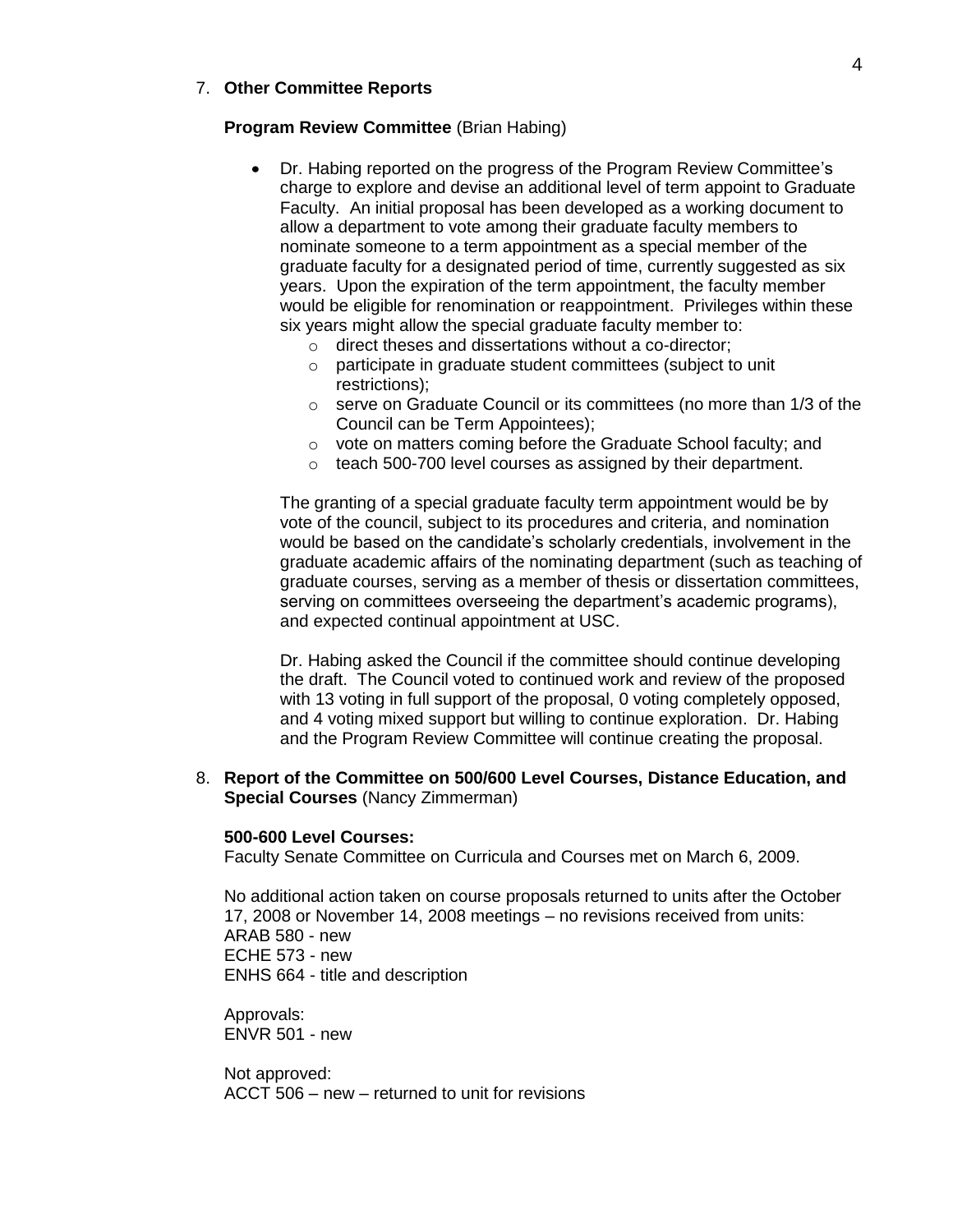7. **Other Committee Reports**

**Program Review Committee** (Brian Habing)

- Dr. Habing reported on the progress of the Program Review Committee's charge to explore and devise an additional level of term appoint to Graduate Faculty. An initial proposal has been developed as a working document to allow a department to vote among their graduate faculty members to nominate someone to a term appointment as a special member of the graduate faculty for a designated period of time, currently suggested as six years. Upon the expiration of the term appointment, the faculty member would be eligible for renomination or reappointment. Privileges within these six years might allow the special graduate faculty member to:
  - direct theses and dissertations without a co-director;
  - participate in graduate student committees (subject to unit restrictions);
  - serve on Graduate Council or its committees (no more than 1/3 of the Council can be Term Appointees);
  - vote on matters coming before the Graduate School faculty; and
  - teach 500-700 level courses as assigned by their department.

  The granting of a special graduate faculty term appointment would be by vote of the council, subject to its procedures and criteria, and nomination would be based on the candidate's scholarly credentials, involvement in the graduate academic affairs of the nominating department (such as teaching of graduate courses, serving as a member of thesis or dissertation committees, serving on committees overseeing the department's academic programs), and expected continual appointment at USC.

  Dr. Habing asked the Council if the committee should continue developing the draft. The Council voted to continued work and review of the proposed with 13 voting in full support of the proposal, 0 voting completely opposed, and 4 voting mixed support but willing to continue exploration. Dr. Habing and the Program Review Committee will continue creating the proposal.

8. **Report of the Committee on 500/600 Level Courses, Distance Education, and Special Courses** (Nancy Zimmerman)

**500-600 Level Courses:**
Faculty Senate Committee on Curricula and Courses met on March 6, 2009.

No additional action taken on course proposals returned to units after the October 17, 2008 or November 14, 2008 meetings – no revisions received from units:
ARAB 580 - new
ECHE 573 - new
ENHS 664 - title and description

Approvals:
ENVR 501 - new

Not approved:
ACCT 506 – new – returned to unit for revisions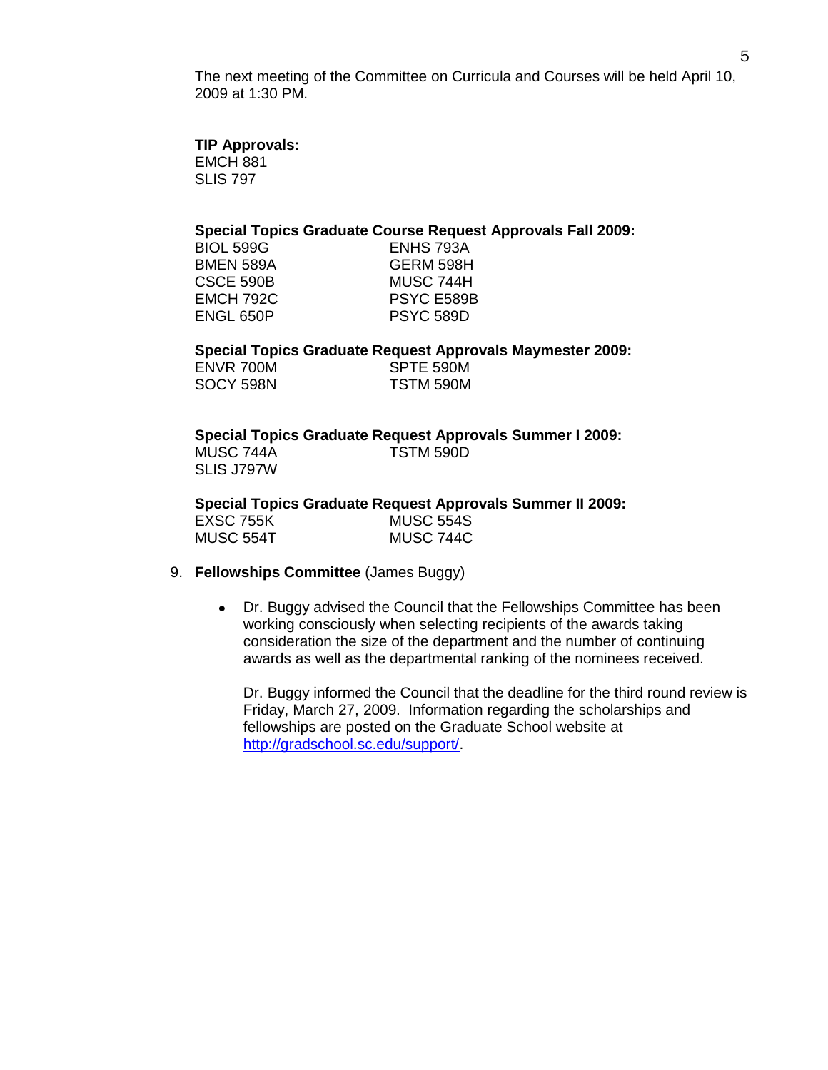The next meeting of the Committee on Curricula and Courses will be held April 10, 2009 at 1:30 PM.

**TIP Approvals:**
EMCH 881
SLIS 797

**Special Topics Graduate Course Request Approvals Fall 2009:**

| | |
|---|---|
| BIOL 599G | ENHS 793A |
| BMEN 589A | GERM 598H |
| CSCE 590B | MUSC 744H |
| EMCH 792C | PSYC E589B |
| ENGL 650P | PSYC 589D |

**Special Topics Graduate Request Approvals Maymester 2009:**

| | |
|---|---|
| ENVR 700M | SPTE 590M |
| SOCY 598N | TSTM 590M |

**Special Topics Graduate Request Approvals Summer I 2009:**

| | |
|---|---|
| MUSC 744A | TSTM 590D |
| SLIS J797W | |

**Special Topics Graduate Request Approvals Summer II 2009:**

| | |
|---|---|
| EXSC 755K | MUSC 554S |
| MUSC 554T | MUSC 744C |

9. **Fellowships Committee** (James Buggy)

   - Dr. Buggy advised the Council that the Fellowships Committee has been working consciously when selecting recipients of the awards taking consideration the size of the department and the number of continuing awards as well as the departmental ranking of the nominees received.

     Dr. Buggy informed the Council that the deadline for the third round review is Friday, March 27, 2009. Information regarding the scholarships and fellowships are posted on the Graduate School website at http://gradschool.sc.edu/support/.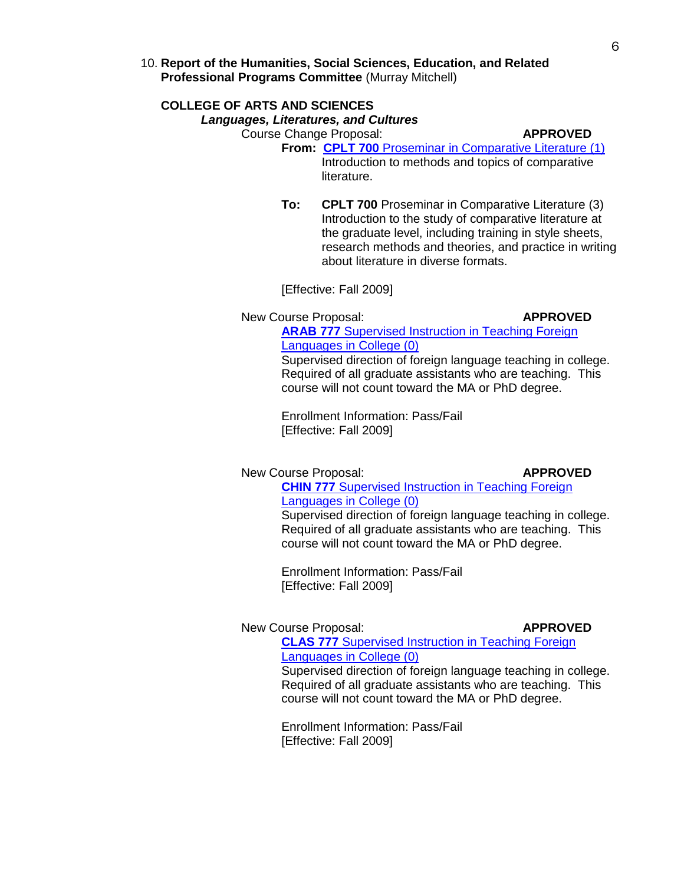10. **Report of the Humanities, Social Sciences, Education, and Related Professional Programs Committee** (Murray Mitchell)

**COLLEGE OF ARTS AND SCIENCES**

***Languages, Literatures, and Cultures***

Course Change Proposal: **APPROVED**

**From:** **CPLT 700** Proseminar in Comparative Literature (1)
Introduction to methods and topics of comparative literature.

**To:** **CPLT 700** Proseminar in Comparative Literature (3)
Introduction to the study of comparative literature at the graduate level, including training in style sheets, research methods and theories, and practice in writing about literature in diverse formats.

[Effective: Fall 2009]

New Course Proposal: **APPROVED**

**ARAB 777** Supervised Instruction in Teaching Foreign Languages in College (0)
Supervised direction of foreign language teaching in college. Required of all graduate assistants who are teaching. This course will not count toward the MA or PhD degree.

Enrollment Information: Pass/Fail
[Effective: Fall 2009]

New Course Proposal: **APPROVED**

**CHIN 777** Supervised Instruction in Teaching Foreign Languages in College (0)
Supervised direction of foreign language teaching in college. Required of all graduate assistants who are teaching. This course will not count toward the MA or PhD degree.

Enrollment Information: Pass/Fail
[Effective: Fall 2009]

New Course Proposal: **APPROVED**

**CLAS 777** Supervised Instruction in Teaching Foreign Languages in College (0)
Supervised direction of foreign language teaching in college. Required of all graduate assistants who are teaching. This course will not count toward the MA or PhD degree.

Enrollment Information: Pass/Fail
[Effective: Fall 2009]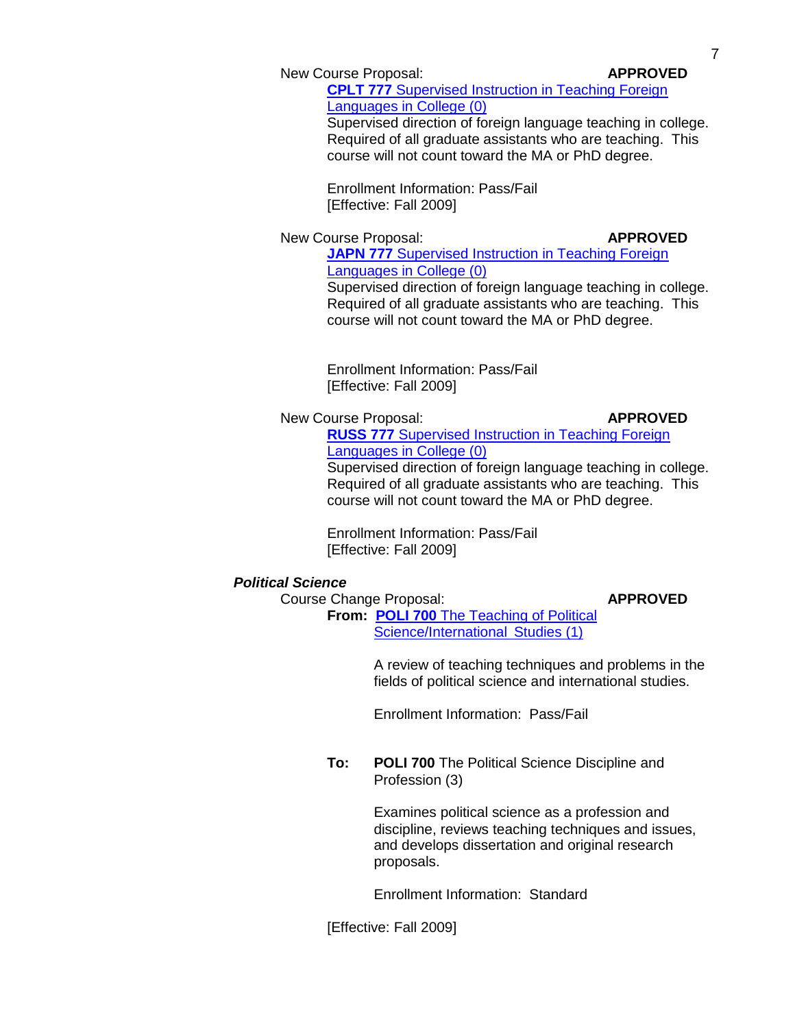New Course Proposal: **APPROVED**

**CPLT 777** Supervised Instruction in Teaching Foreign Languages in College (0)

Supervised direction of foreign language teaching in college. Required of all graduate assistants who are teaching. This course will not count toward the MA or PhD degree.

Enrollment Information: Pass/Fail
[Effective: Fall 2009]

New Course Proposal: **APPROVED**

**JAPN 777** Supervised Instruction in Teaching Foreign Languages in College (0)

Supervised direction of foreign language teaching in college. Required of all graduate assistants who are teaching. This course will not count toward the MA or PhD degree.

Enrollment Information: Pass/Fail
[Effective: Fall 2009]

New Course Proposal: **APPROVED**

**RUSS 777** Supervised Instruction in Teaching Foreign Languages in College (0)

Supervised direction of foreign language teaching in college. Required of all graduate assistants who are teaching. This course will not count toward the MA or PhD degree.

Enrollment Information: Pass/Fail
[Effective: Fall 2009]

***Political Science***

Course Change Proposal: **APPROVED**

**From:** **POLI 700** The Teaching of Political Science/International Studies (1)

A review of teaching techniques and problems in the fields of political science and international studies.

Enrollment Information: Pass/Fail

**To:** **POLI 700** The Political Science Discipline and Profession (3)

Examines political science as a profession and discipline, reviews teaching techniques and issues, and develops dissertation and original research proposals.

Enrollment Information: Standard

[Effective: Fall 2009]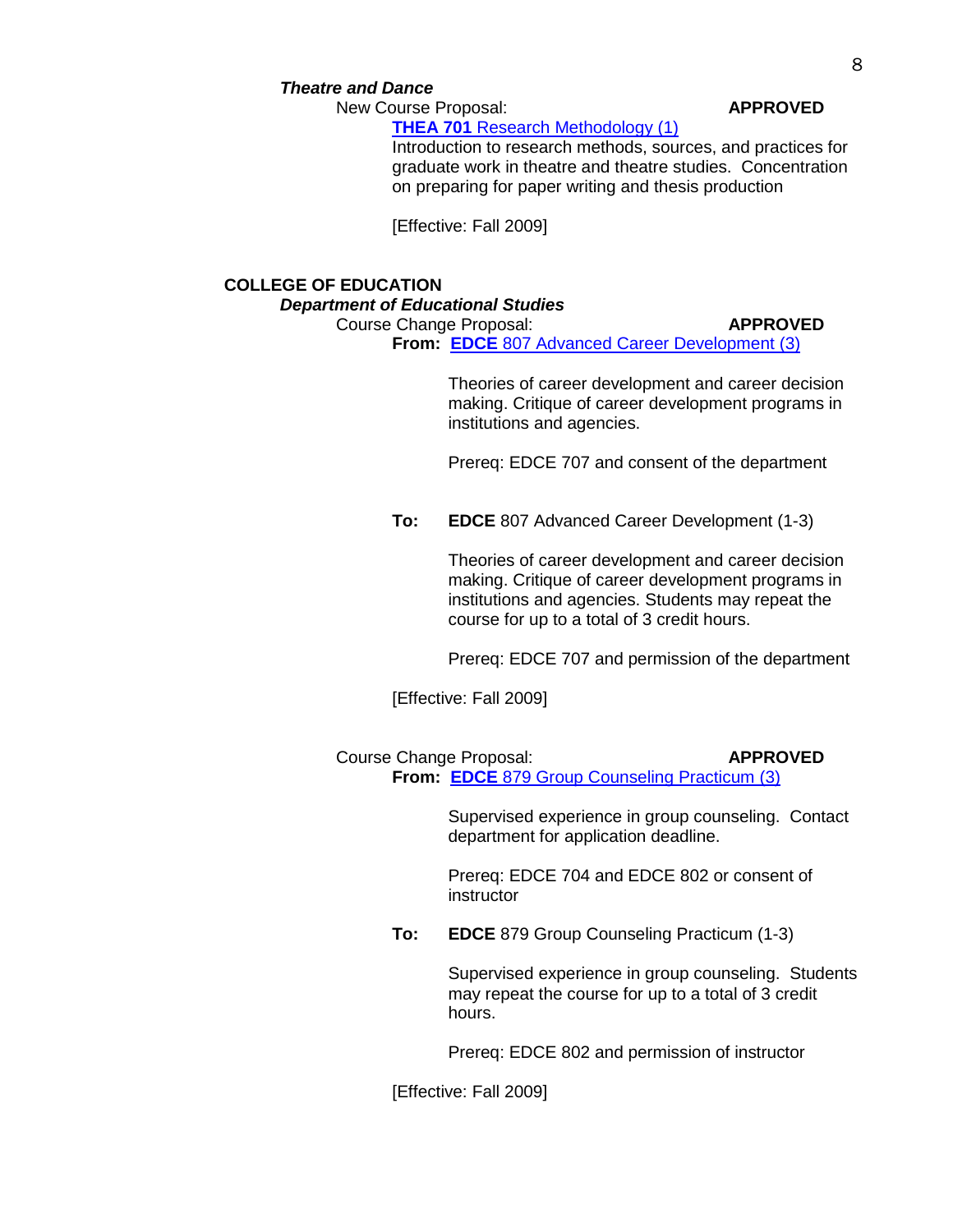***Theatre and Dance***

New Course Proposal: **APPROVED**

**THEA 701** Research Methodology (1)

Introduction to research methods, sources, and practices for graduate work in theatre and theatre studies. Concentration on preparing for paper writing and thesis production

[Effective: Fall 2009]

**COLLEGE OF EDUCATION**

***Department of Educational Studies***

Course Change Proposal: **APPROVED**

**From:** **EDCE** 807 Advanced Career Development (3)

Theories of career development and career decision making. Critique of career development programs in institutions and agencies.

Prereq: EDCE 707 and consent of the department

**To:** **EDCE** 807 Advanced Career Development (1-3)

Theories of career development and career decision making. Critique of career development programs in institutions and agencies. Students may repeat the course for up to a total of 3 credit hours.

Prereq: EDCE 707 and permission of the department

[Effective: Fall 2009]

Course Change Proposal: **APPROVED**

**From:** **EDCE** 879 Group Counseling Practicum (3)

Supervised experience in group counseling. Contact department for application deadline.

Prereq: EDCE 704 and EDCE 802 or consent of instructor

**To:** **EDCE** 879 Group Counseling Practicum (1-3)

Supervised experience in group counseling. Students may repeat the course for up to a total of 3 credit hours.

Prereq: EDCE 802 and permission of instructor

[Effective: Fall 2009]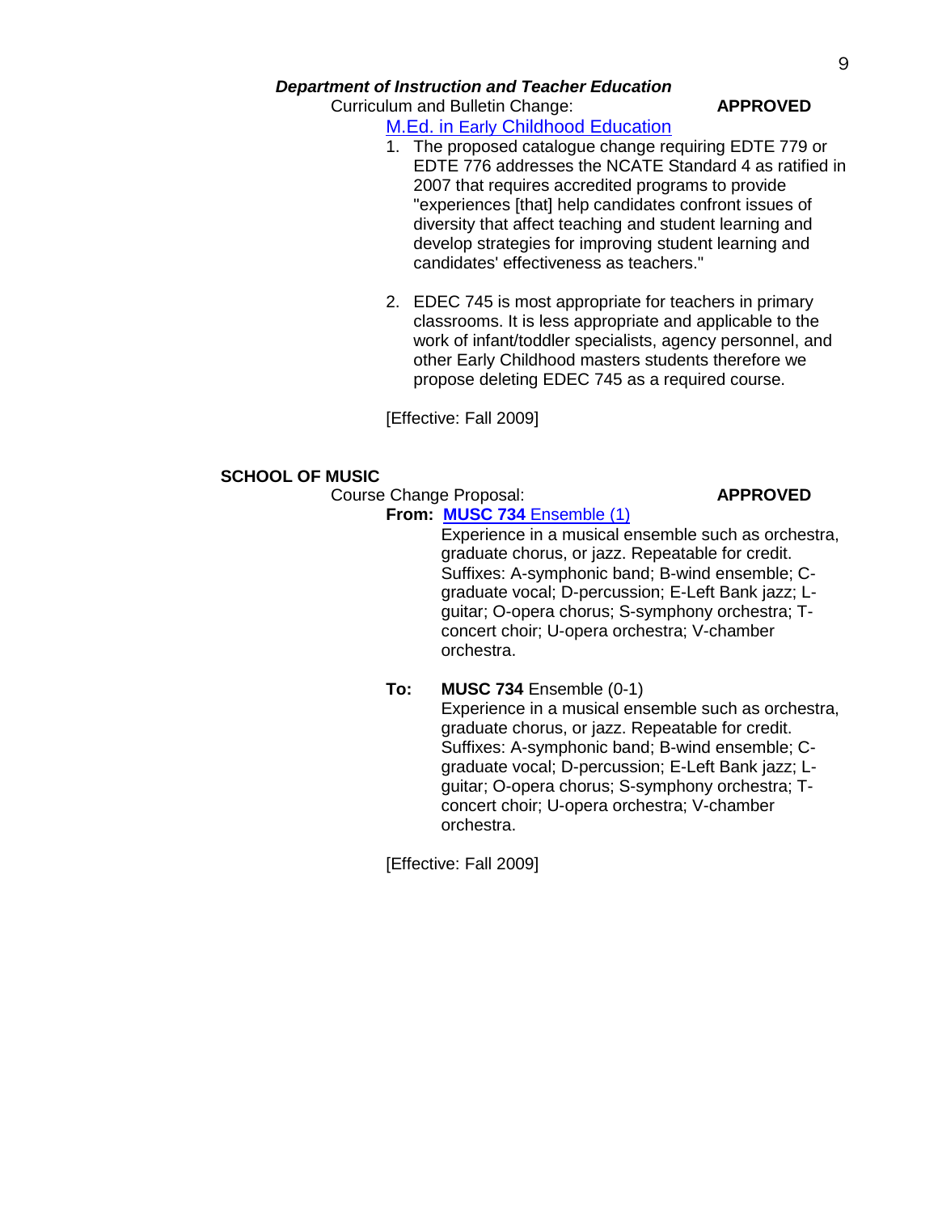***Department of Instruction and Teacher Education***

Curriculum and Bulletin Change: **APPROVED**

M.Ed. in Early Childhood Education

1. The proposed catalogue change requiring EDTE 779 or EDTE 776 addresses the NCATE Standard 4 as ratified in 2007 that requires accredited programs to provide "experiences [that] help candidates confront issues of diversity that affect teaching and student learning and develop strategies for improving student learning and candidates' effectiveness as teachers."

2. EDEC 745 is most appropriate for teachers in primary classrooms. It is less appropriate and applicable to the work of infant/toddler specialists, agency personnel, and other Early Childhood masters students therefore we propose deleting EDEC 745 as a required course.

[Effective: Fall 2009]

**SCHOOL OF MUSIC**

Course Change Proposal: **APPROVED**

**From:** **MUSC 734** Ensemble (1)

Experience in a musical ensemble such as orchestra, graduate chorus, or jazz. Repeatable for credit. Suffixes: A-symphonic band; B-wind ensemble; C-graduate vocal; D-percussion; E-Left Bank jazz; L-guitar; O-opera chorus; S-symphony orchestra; T-concert choir; U-opera orchestra; V-chamber orchestra.

**To:** **MUSC 734** Ensemble (0-1)

Experience in a musical ensemble such as orchestra, graduate chorus, or jazz. Repeatable for credit. Suffixes: A-symphonic band; B-wind ensemble; C-graduate vocal; D-percussion; E-Left Bank jazz; L-guitar; O-opera chorus; S-symphony orchestra; T-concert choir; U-opera orchestra; V-chamber orchestra.

[Effective: Fall 2009]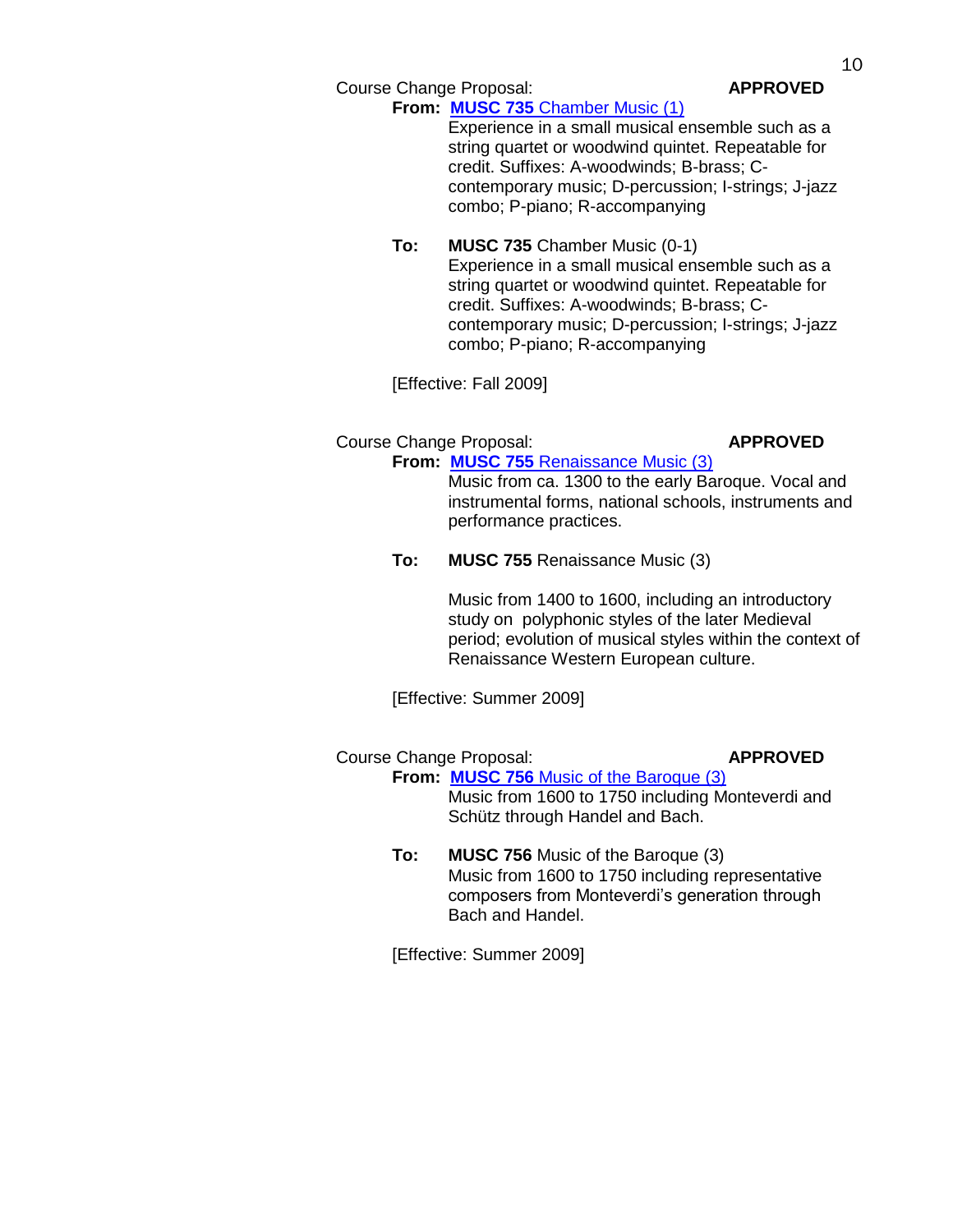Course Change Proposal: **APPROVED**

**From:** **MUSC 735** Chamber Music (1)

Experience in a small musical ensemble such as a string quartet or woodwind quintet. Repeatable for credit. Suffixes: A-woodwinds; B-brass; C-contemporary music; D-percussion; I-strings; J-jazz combo; P-piano; R-accompanying

**To:** **MUSC 735** Chamber Music (0-1)

Experience in a small musical ensemble such as a string quartet or woodwind quintet. Repeatable for credit. Suffixes: A-woodwinds; B-brass; C-contemporary music; D-percussion; I-strings; J-jazz combo; P-piano; R-accompanying

[Effective: Fall 2009]

Course Change Proposal: **APPROVED**

**From:** **MUSC 755** Renaissance Music (3)

Music from ca. 1300 to the early Baroque. Vocal and instrumental forms, national schools, instruments and performance practices.

**To:** **MUSC 755** Renaissance Music (3)

Music from 1400 to 1600, including an introductory study on polyphonic styles of the later Medieval period; evolution of musical styles within the context of Renaissance Western European culture.

[Effective: Summer 2009]

Course Change Proposal: **APPROVED**

**From:** **MUSC 756** Music of the Baroque (3)

Music from 1600 to 1750 including Monteverdi and Schütz through Handel and Bach.

**To:** **MUSC 756** Music of the Baroque (3)

Music from 1600 to 1750 including representative composers from Monteverdi's generation through Bach and Handel.

[Effective: Summer 2009]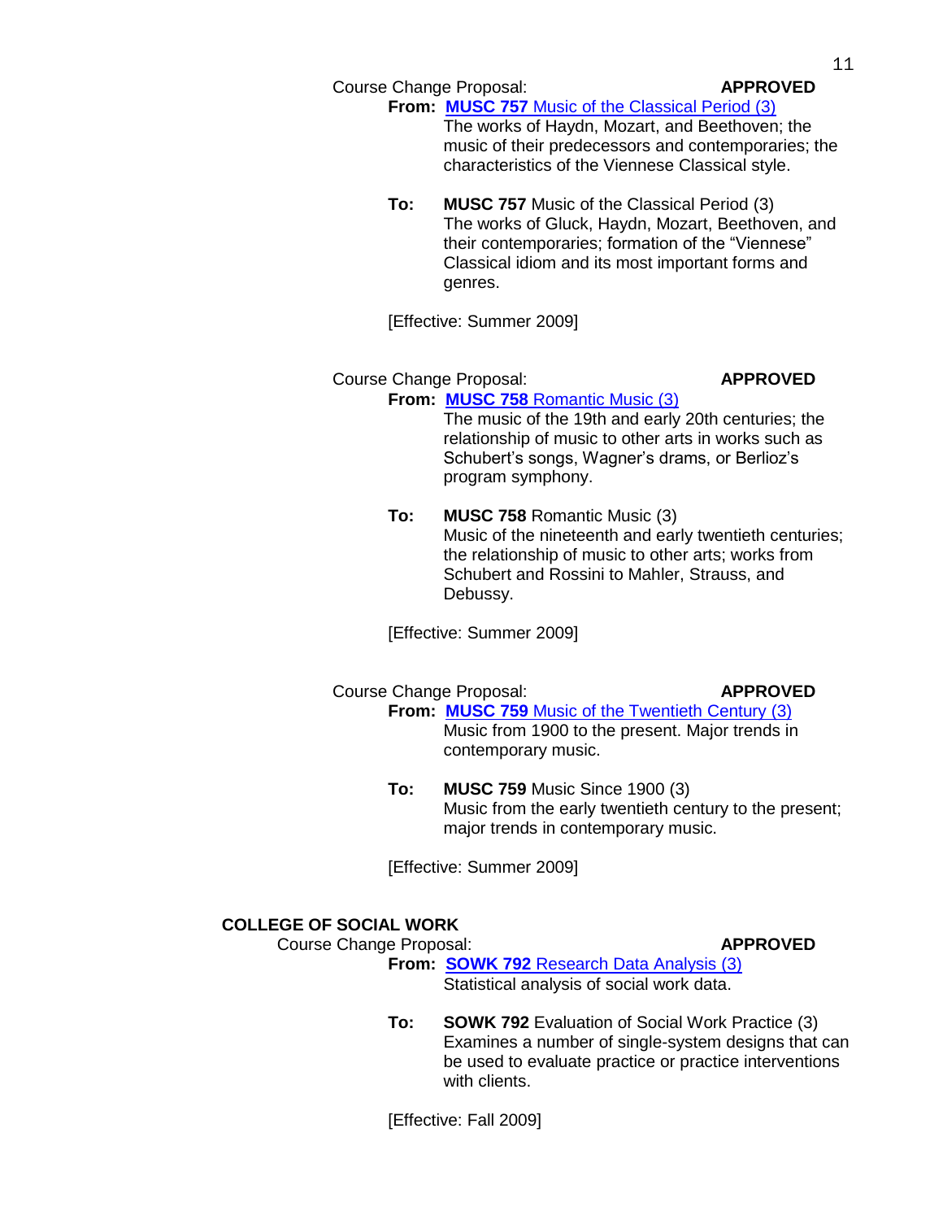Course Change Proposal: **APPROVED**

**From:** **MUSC 757** Music of the Classical Period (3)
The works of Haydn, Mozart, and Beethoven; the music of their predecessors and contemporaries; the characteristics of the Viennese Classical style.

**To:** **MUSC 757** Music of the Classical Period (3)
The works of Gluck, Haydn, Mozart, Beethoven, and their contemporaries; formation of the "Viennese" Classical idiom and its most important forms and genres.

[Effective: Summer 2009]

Course Change Proposal: **APPROVED**

**From:** **MUSC 758** Romantic Music (3)
The music of the 19th and early 20th centuries; the relationship of music to other arts in works such as Schubert's songs, Wagner's drams, or Berlioz's program symphony.

**To:** **MUSC 758** Romantic Music (3)
Music of the nineteenth and early twentieth centuries; the relationship of music to other arts; works from Schubert and Rossini to Mahler, Strauss, and Debussy.

[Effective: Summer 2009]

Course Change Proposal: **APPROVED**

**From:** **MUSC 759** Music of the Twentieth Century (3)
Music from 1900 to the present. Major trends in contemporary music.

**To:** **MUSC 759** Music Since 1900 (3)
Music from the early twentieth century to the present; major trends in contemporary music.

[Effective: Summer 2009]

## COLLEGE OF SOCIAL WORK

Course Change Proposal: **APPROVED**

**From:** **SOWK 792** Research Data Analysis (3)
Statistical analysis of social work data.

**To:** **SOWK 792** Evaluation of Social Work Practice (3)
Examines a number of single-system designs that can be used to evaluate practice or practice interventions with clients.

[Effective: Fall 2009]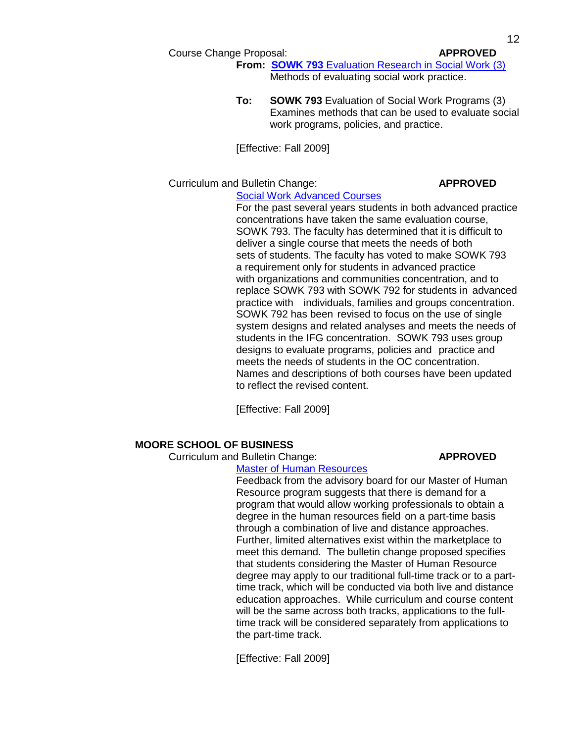Course Change Proposal: **APPROVED**

**From: SOWK 793** Evaluation Research in Social Work (3)
Methods of evaluating social work practice.

**To: SOWK 793** Evaluation of Social Work Programs (3)
Examines methods that can be used to evaluate social work programs, policies, and practice.

[Effective: Fall 2009]

Curriculum and Bulletin Change: **APPROVED**

Social Work Advanced Courses

For the past several years students in both advanced practice concentrations have taken the same evaluation course, SOWK 793. The faculty has determined that it is difficult to deliver a single course that meets the needs of both sets of students. The faculty has voted to make SOWK 793 a requirement only for students in advanced practice with organizations and communities concentration, and to replace SOWK 793 with SOWK 792 for students in advanced practice with individuals, families and groups concentration. SOWK 792 has been revised to focus on the use of single system designs and related analyses and meets the needs of students in the IFG concentration. SOWK 793 uses group designs to evaluate programs, policies and practice and meets the needs of students in the OC concentration. Names and descriptions of both courses have been updated to reflect the revised content.

[Effective: Fall 2009]

**MOORE SCHOOL OF BUSINESS**

Curriculum and Bulletin Change: **APPROVED**

Master of Human Resources

Feedback from the advisory board for our Master of Human Resource program suggests that there is demand for a program that would allow working professionals to obtain a degree in the human resources field on a part-time basis through a combination of live and distance approaches. Further, limited alternatives exist within the marketplace to meet this demand. The bulletin change proposed specifies that students considering the Master of Human Resource degree may apply to our traditional full-time track or to a part-time track, which will be conducted via both live and distance education approaches. While curriculum and course content will be the same across both tracks, applications to the full-time track will be considered separately from applications to the part-time track.

[Effective: Fall 2009]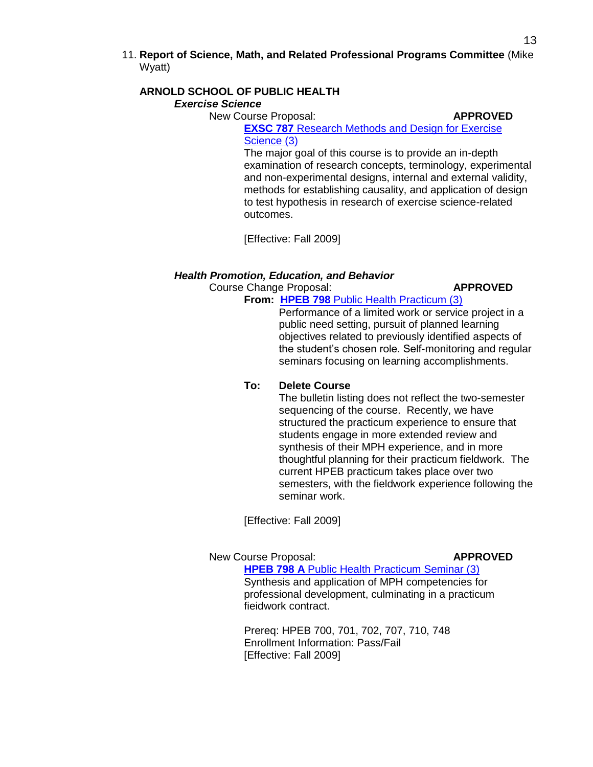11. **Report of Science, Math, and Related Professional Programs Committee** (Mike Wyatt)

**ARNOLD SCHOOL OF PUBLIC HEALTH**

***Exercise Science***

New Course Proposal: **APPROVED**

**EXSC 787** Research Methods and Design for Exercise Science (3)

The major goal of this course is to provide an in-depth examination of research concepts, terminology, experimental and non-experimental designs, internal and external validity, methods for establishing causality, and application of design to test hypothesis in research of exercise science-related outcomes.

[Effective: Fall 2009]

***Health Promotion, Education, and Behavior***

Course Change Proposal: **APPROVED**

**From:** **HPEB 798** Public Health Practicum (3)

Performance of a limited work or service project in a public need setting, pursuit of planned learning objectives related to previously identified aspects of the student's chosen role. Self-monitoring and regular seminars focusing on learning accomplishments.

**To:** **Delete Course**

The bulletin listing does not reflect the two-semester sequencing of the course. Recently, we have structured the practicum experience to ensure that students engage in more extended review and synthesis of their MPH experience, and in more thoughtful planning for their practicum fieldwork. The current HPEB practicum takes place over two semesters, with the fieldwork experience following the seminar work.

[Effective: Fall 2009]

New Course Proposal: **APPROVED**

**HPEB 798 A** Public Health Practicum Seminar (3)

Synthesis and application of MPH competencies for professional development, culminating in a practicum fieidwork contract.

Prereq: HPEB 700, 701, 702, 707, 710, 748
Enrollment Information: Pass/Fail
[Effective: Fall 2009]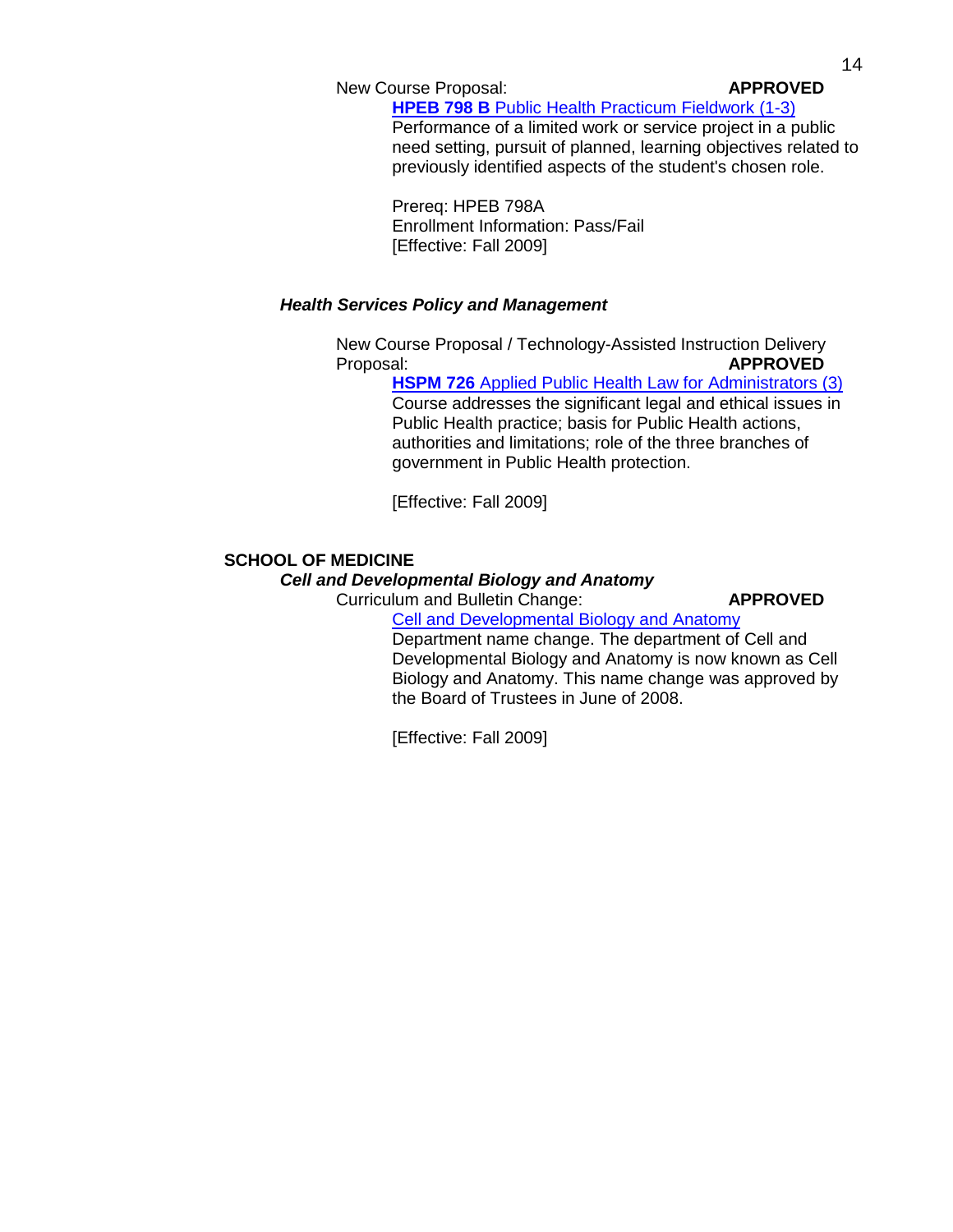New Course Proposal: **APPROVED**

**HPEB 798 B** Public Health Practicum Fieldwork (1-3)

Performance of a limited work or service project in a public need setting, pursuit of planned, learning objectives related to previously identified aspects of the student's chosen role.

Prereq: HPEB 798A
Enrollment Information: Pass/Fail
[Effective: Fall 2009]

### *Health Services Policy and Management*

New Course Proposal / Technology-Assisted Instruction Delivery Proposal: **APPROVED**

**HSPM 726** Applied Public Health Law for Administrators (3)

Course addresses the significant legal and ethical issues in Public Health practice; basis for Public Health actions, authorities and limitations; role of the three branches of government in Public Health protection.

[Effective: Fall 2009]

## SCHOOL OF MEDICINE

### *Cell and Developmental Biology and Anatomy*

Curriculum and Bulletin Change: **APPROVED**

Cell and Developmental Biology and Anatomy

Department name change. The department of Cell and Developmental Biology and Anatomy is now known as Cell Biology and Anatomy. This name change was approved by the Board of Trustees in June of 2008.

[Effective: Fall 2009]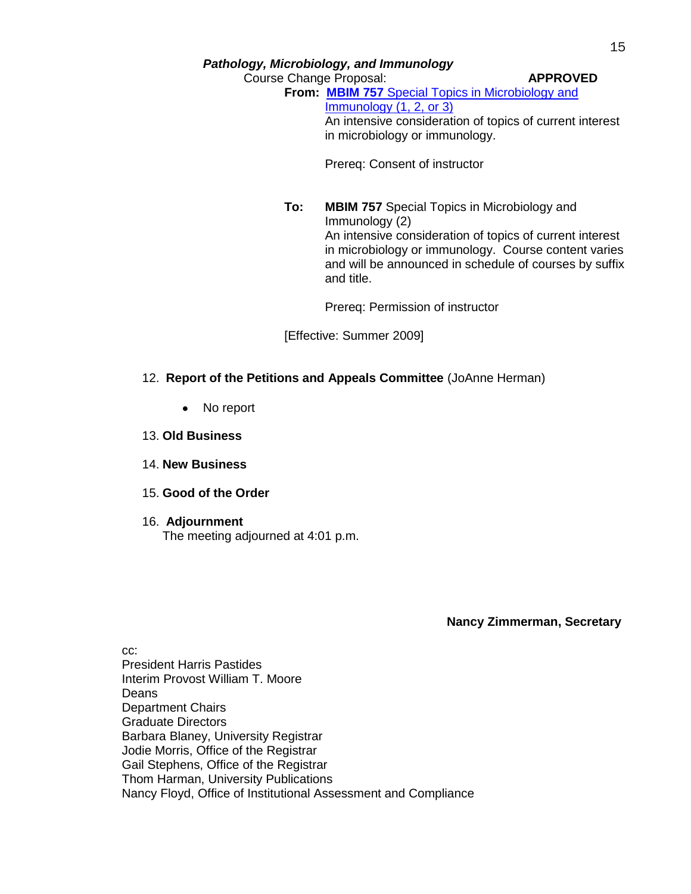***Pathology, Microbiology, and Immunology***

Course Change Proposal: **APPROVED**

**From:** **MBIM 757** Special Topics in Microbiology and Immunology (1, 2, or 3)
An intensive consideration of topics of current interest in microbiology or immunology.

Prereq: Consent of instructor

**To:** **MBIM 757** Special Topics in Microbiology and Immunology (2)
An intensive consideration of topics of current interest in microbiology or immunology. Course content varies and will be announced in schedule of courses by suffix and title.

Prereq: Permission of instructor

[Effective: Summer 2009]

12. **Report of the Petitions and Appeals Committee** (JoAnne Herman)

    - No report

13. **Old Business**

14. **New Business**

15. **Good of the Order**

16. **Adjournment**
    The meeting adjourned at 4:01 p.m.

**Nancy Zimmerman, Secretary**

cc:
President Harris Pastides
Interim Provost William T. Moore
Deans
Department Chairs
Graduate Directors
Barbara Blaney, University Registrar
Jodie Morris, Office of the Registrar
Gail Stephens, Office of the Registrar
Thom Harman, University Publications
Nancy Floyd, Office of Institutional Assessment and Compliance